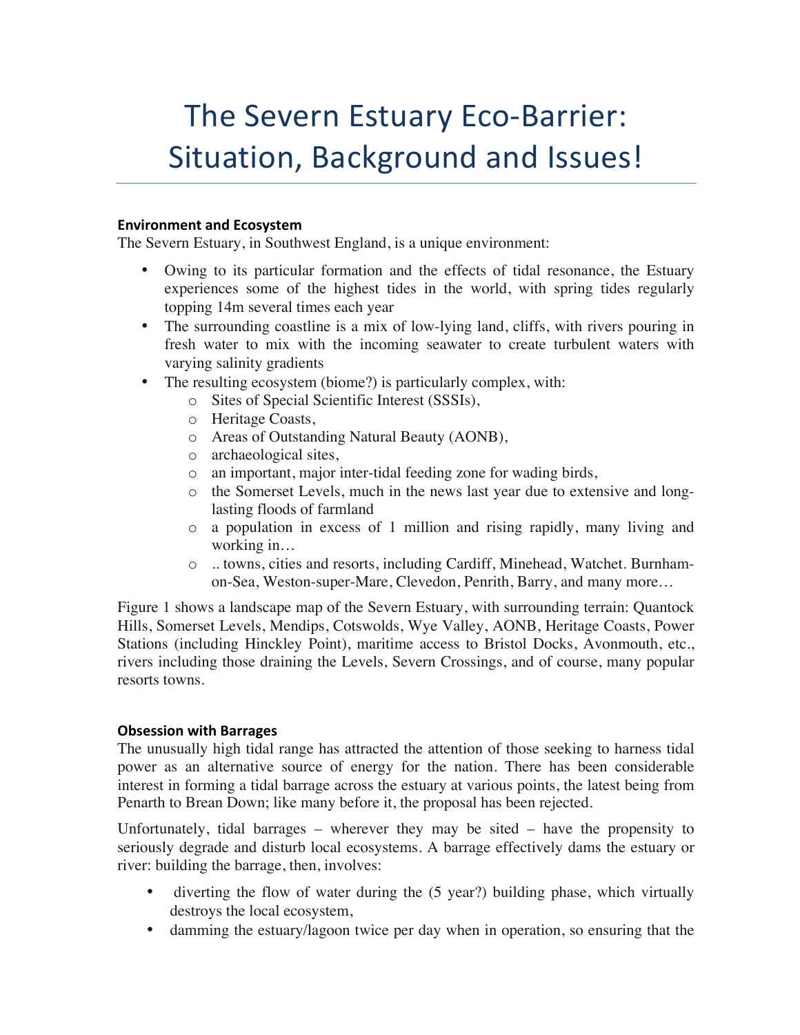# The Severn Estuary Eco-Barrier: Situation, Background and Issues!

**Environment and Ecosystem**

The Severn Estuary, in Southwest England, is a unique environment:

- Owing to its particular formation and the effects of tidal resonance, the Estuary experiences some of the highest tides in the world, with spring tides regularly topping 14m several times each year
- The surrounding coastline is a mix of low-lying land, cliffs, with rivers pouring in fresh water to mix with the incoming seawater to create turbulent waters with varying salinity gradients
- The resulting ecosystem (biome?) is particularly complex, with:
    - Sites of Special Scientific Interest (SSSIs),
    - Heritage Coasts,
    - Areas of Outstanding Natural Beauty (AONB),
    - archaeological sites,
    - an important, major inter-tidal feeding zone for wading birds,
    - the Somerset Levels, much in the news last year due to extensive and long-lasting floods of farmland
    - a population in excess of 1 million and rising rapidly, many living and working in…
    - .. towns, cities and resorts, including Cardiff, Minehead, Watchet. Burnham-on-Sea, Weston-super-Mare, Clevedon, Penrith, Barry, and many more…

Figure 1 shows a landscape map of the Severn Estuary, with surrounding terrain: Quantock Hills, Somerset Levels, Mendips, Cotswolds, Wye Valley, AONB, Heritage Coasts, Power Stations (including Hinckley Point), maritime access to Bristol Docks, Avonmouth, etc., rivers including those draining the Levels, Severn Crossings, and of course, many popular resorts towns.

**Obsession with Barrages**

The unusually high tidal range has attracted the attention of those seeking to harness tidal power as an alternative source of energy for the nation. There has been considerable interest in forming a tidal barrage across the estuary at various points, the latest being from Penarth to Brean Down; like many before it, the proposal has been rejected.

Unfortunately, tidal barrages – wherever they may be sited – have the propensity to seriously degrade and disturb local ecosystems. A barrage effectively dams the estuary or river: building the barrage, then, involves:

- diverting the flow of water during the (5 year?) building phase, which virtually destroys the local ecosystem,
- damming the estuary/lagoon twice per day when in operation, so ensuring that the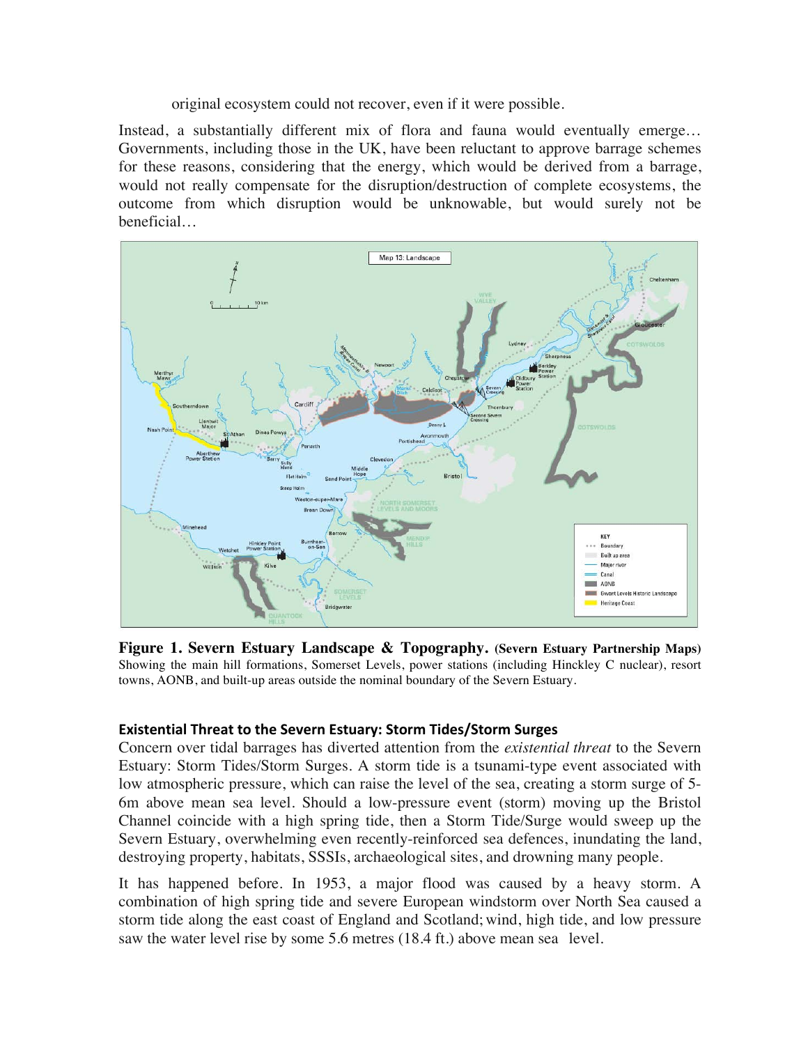original ecosystem could not recover, even if it were possible.

Instead, a substantially different mix of flora and fauna would eventually emerge… Governments, including those in the UK, have been reluctant to approve barrage schemes for these reasons, considering that the energy, which would be derived from a barrage, would not really compensate for the disruption/destruction of complete ecosystems, the outcome from which disruption would be unknowable, but would surely not be beneficial…

**Figure 1. Severn Estuary Landscape & Topography. (Severn Estuary Partnership Maps)** Showing the main hill formations, Somerset Levels, power stations (including Hinckley C nuclear), resort towns, AONB, and built-up areas outside the nominal boundary of the Severn Estuary.

### Existential Threat to the Severn Estuary: Storm Tides/Storm Surges

Concern over tidal barrages has diverted attention from the *existential threat* to the Severn Estuary: Storm Tides/Storm Surges. A storm tide is a tsunami-type event associated with low atmospheric pressure, which can raise the level of the sea, creating a storm surge of 5-6m above mean sea level. Should a low-pressure event (storm) moving up the Bristol Channel coincide with a high spring tide, then a Storm Tide/Surge would sweep up the Severn Estuary, overwhelming even recently-reinforced sea defences, inundating the land, destroying property, habitats, SSSIs, archaeological sites, and drowning many people.

It has happened before. In 1953, a major flood was caused by a heavy storm. A combination of high spring tide and severe European windstorm over North Sea caused a storm tide along the east coast of England and Scotland; wind, high tide, and low pressure saw the water level rise by some 5.6 metres (18.4 ft.) above mean sea level.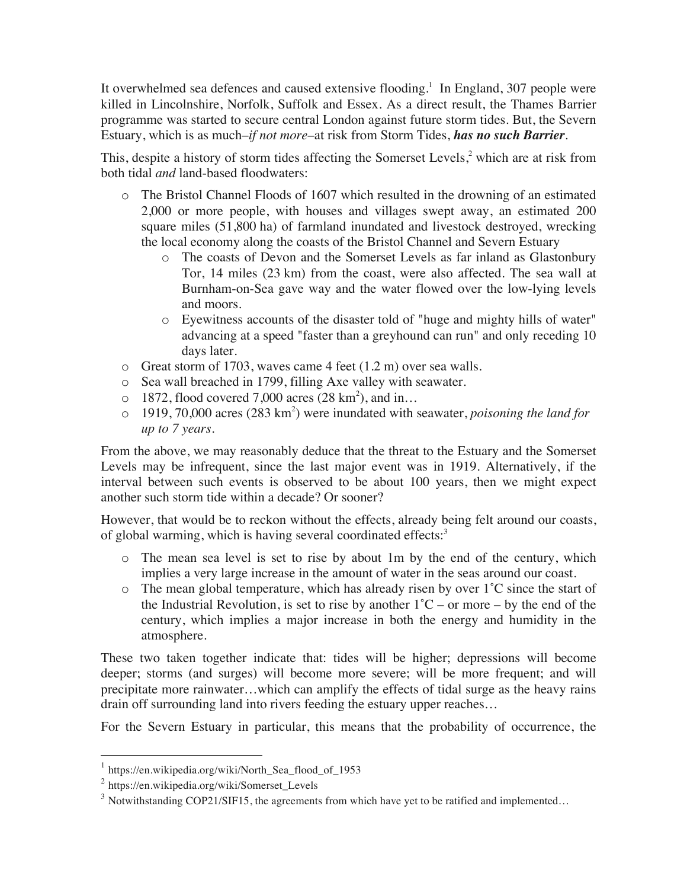It overwhelmed sea defences and caused extensive flooding.[1] In England, 307 people were killed in Lincolnshire, Norfolk, Suffolk and Essex. As a direct result, the Thames Barrier programme was started to secure central London against future storm tides. But, the Severn Estuary, which is as much–*if not more*–at risk from Storm Tides, ***has no such Barrier***.

This, despite a history of storm tides affecting the Somerset Levels,[2] which are at risk from both tidal *and* land-based floodwaters:

- The Bristol Channel Floods of 1607 which resulted in the drowning of an estimated 2,000 or more people, with houses and villages swept away, an estimated 200 square miles (51,800 ha) of farmland inundated and livestock destroyed, wrecking the local economy along the coasts of the Bristol Channel and Severn Estuary
  - The coasts of Devon and the Somerset Levels as far inland as Glastonbury Tor, 14 miles (23 km) from the coast, were also affected. The sea wall at Burnham-on-Sea gave way and the water flowed over the low-lying levels and moors.
  - Eyewitness accounts of the disaster told of "huge and mighty hills of water" advancing at a speed "faster than a greyhound can run" and only receding 10 days later.
- Great storm of 1703, waves came 4 feet (1.2 m) over sea walls.
- Sea wall breached in 1799, filling Axe valley with seawater.
- 1872, flood covered 7,000 acres (28 km$^2$), and in…
- 1919, 70,000 acres (283 km$^2$) were inundated with seawater, *poisoning the land for up to 7 years*.

From the above, we may reasonably deduce that the threat to the Estuary and the Somerset Levels may be infrequent, since the last major event was in 1919. Alternatively, if the interval between such events is observed to be about 100 years, then we might expect another such storm tide within a decade? Or sooner?

However, that would be to reckon without the effects, already being felt around our coasts, of global warming, which is having several coordinated effects:[3]

- The mean sea level is set to rise by about 1m by the end of the century, which implies a very large increase in the amount of water in the seas around our coast.
- The mean global temperature, which has already risen by over 1˚C since the start of the Industrial Revolution, is set to rise by another 1˚C – or more – by the end of the century, which implies a major increase in both the energy and humidity in the atmosphere.

These two taken together indicate that: tides will be higher; depressions will become deeper; storms (and surges) will become more severe; will be more frequent; and will precipitate more rainwater…which can amplify the effects of tidal surge as the heavy rains drain off surrounding land into rivers feeding the estuary upper reaches…

For the Severn Estuary in particular, this means that the probability of occurrence, the

---

[1] https://en.wikipedia.org/wiki/North_Sea_flood_of_1953

[2] https://en.wikipedia.org/wiki/Somerset_Levels

[3] Notwithstanding COP21/SIF15, the agreements from which have yet to be ratified and implemented…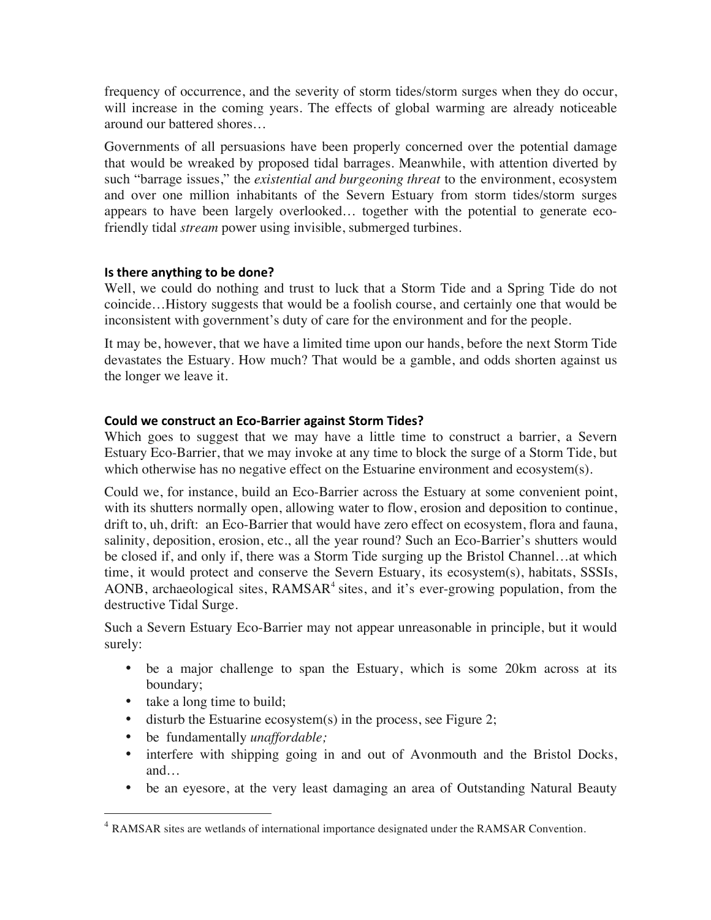frequency of occurrence, and the severity of storm tides/storm surges when they do occur, will increase in the coming years. The effects of global warming are already noticeable around our battered shores…

Governments of all persuasions have been properly concerned over the potential damage that would be wreaked by proposed tidal barrages. Meanwhile, with attention diverted by such "barrage issues," the *existential and burgeoning threat* to the environment, ecosystem and over one million inhabitants of the Severn Estuary from storm tides/storm surges appears to have been largely overlooked… together with the potential to generate eco-friendly tidal *stream* power using invisible, submerged turbines.

### Is there anything to be done?

Well, we could do nothing and trust to luck that a Storm Tide and a Spring Tide do not coincide…History suggests that would be a foolish course, and certainly one that would be inconsistent with government's duty of care for the environment and for the people.

It may be, however, that we have a limited time upon our hands, before the next Storm Tide devastates the Estuary. How much? That would be a gamble, and odds shorten against us the longer we leave it.

### Could we construct an Eco-Barrier against Storm Tides?

Which goes to suggest that we may have a little time to construct a barrier, a Severn Estuary Eco-Barrier, that we may invoke at any time to block the surge of a Storm Tide, but which otherwise has no negative effect on the Estuarine environment and ecosystem(s).

Could we, for instance, build an Eco-Barrier across the Estuary at some convenient point, with its shutters normally open, allowing water to flow, erosion and deposition to continue, drift to, uh, drift: an Eco-Barrier that would have zero effect on ecosystem, flora and fauna, salinity, deposition, erosion, etc., all the year round? Such an Eco-Barrier's shutters would be closed if, and only if, there was a Storm Tide surging up the Bristol Channel…at which time, it would protect and conserve the Severn Estuary, its ecosystem(s), habitats, SSSIs, AONB, archaeological sites, RAMSAR[4] sites, and it's ever-growing population, from the destructive Tidal Surge.

Such a Severn Estuary Eco-Barrier may not appear unreasonable in principle, but it would surely:

- be a major challenge to span the Estuary, which is some 20km across at its boundary;
- take a long time to build;
- disturb the Estuarine ecosystem(s) in the process, see Figure 2;
- be fundamentally *unaffordable;*
- interfere with shipping going in and out of Avonmouth and the Bristol Docks, and…
- be an eyesore, at the very least damaging an area of Outstanding Natural Beauty

[4] RAMSAR sites are wetlands of international importance designated under the RAMSAR Convention.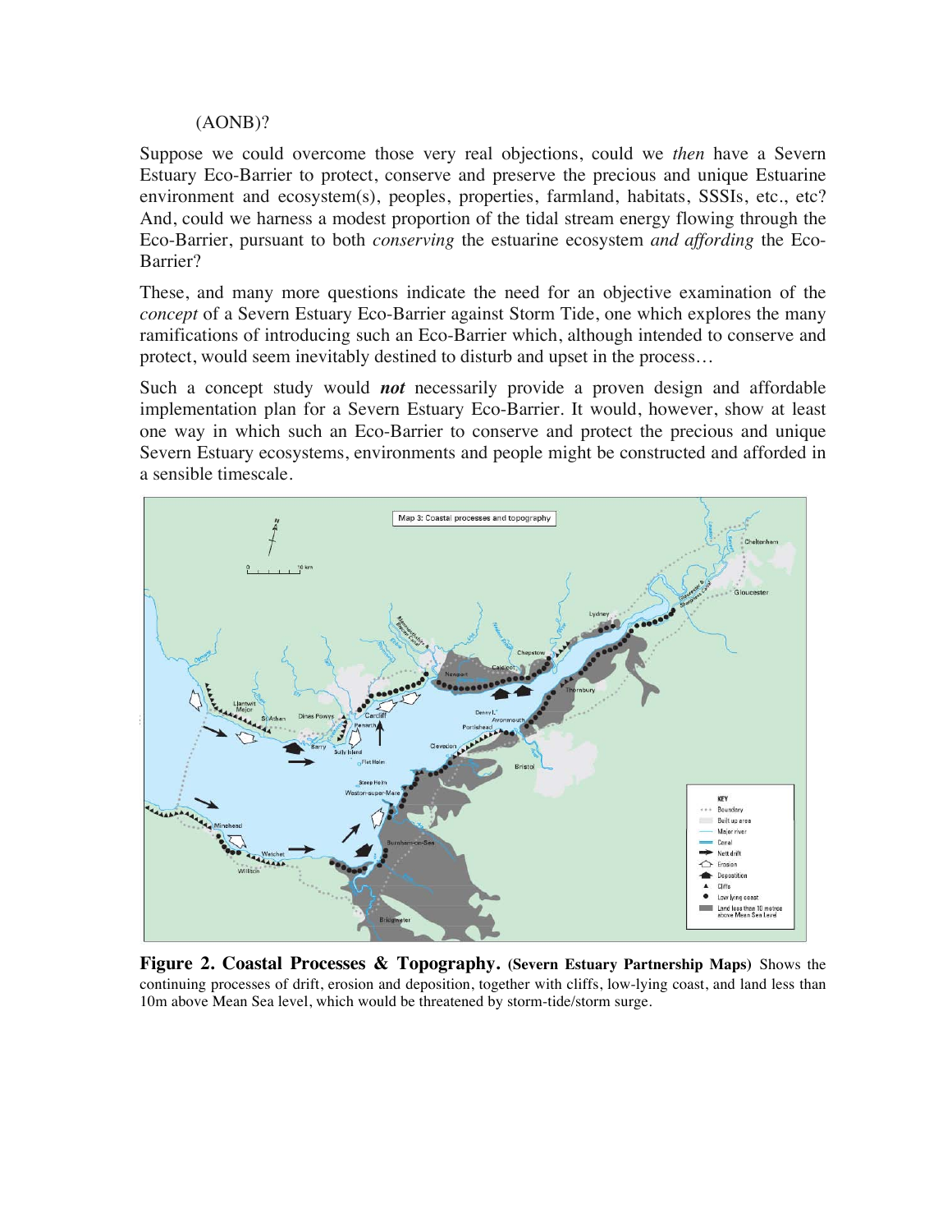(AONB)?

Suppose we could overcome those very real objections, could we *then* have a Severn Estuary Eco-Barrier to protect, conserve and preserve the precious and unique Estuarine environment and ecosystem(s), peoples, properties, farmland, habitats, SSSIs, etc., etc? And, could we harness a modest proportion of the tidal stream energy flowing through the Eco-Barrier, pursuant to both *conserving* the estuarine ecosystem *and affording* the Eco-Barrier?

These, and many more questions indicate the need for an objective examination of the *concept* of a Severn Estuary Eco-Barrier against Storm Tide, one which explores the many ramifications of introducing such an Eco-Barrier which, although intended to conserve and protect, would seem inevitably destined to disturb and upset in the process…

Such a concept study would ***not*** necessarily provide a proven design and affordable implementation plan for a Severn Estuary Eco-Barrier. It would, however, show at least one way in which such an Eco-Barrier to conserve and protect the precious and unique Severn Estuary ecosystems, environments and people might be constructed and afforded in a sensible timescale.

**Figure 2. Coastal Processes & Topography. (Severn Estuary Partnership Maps)** Shows the continuing processes of drift, erosion and deposition, together with cliffs, low-lying coast, and land less than 10m above Mean Sea level, which would be threatened by storm-tide/storm surge.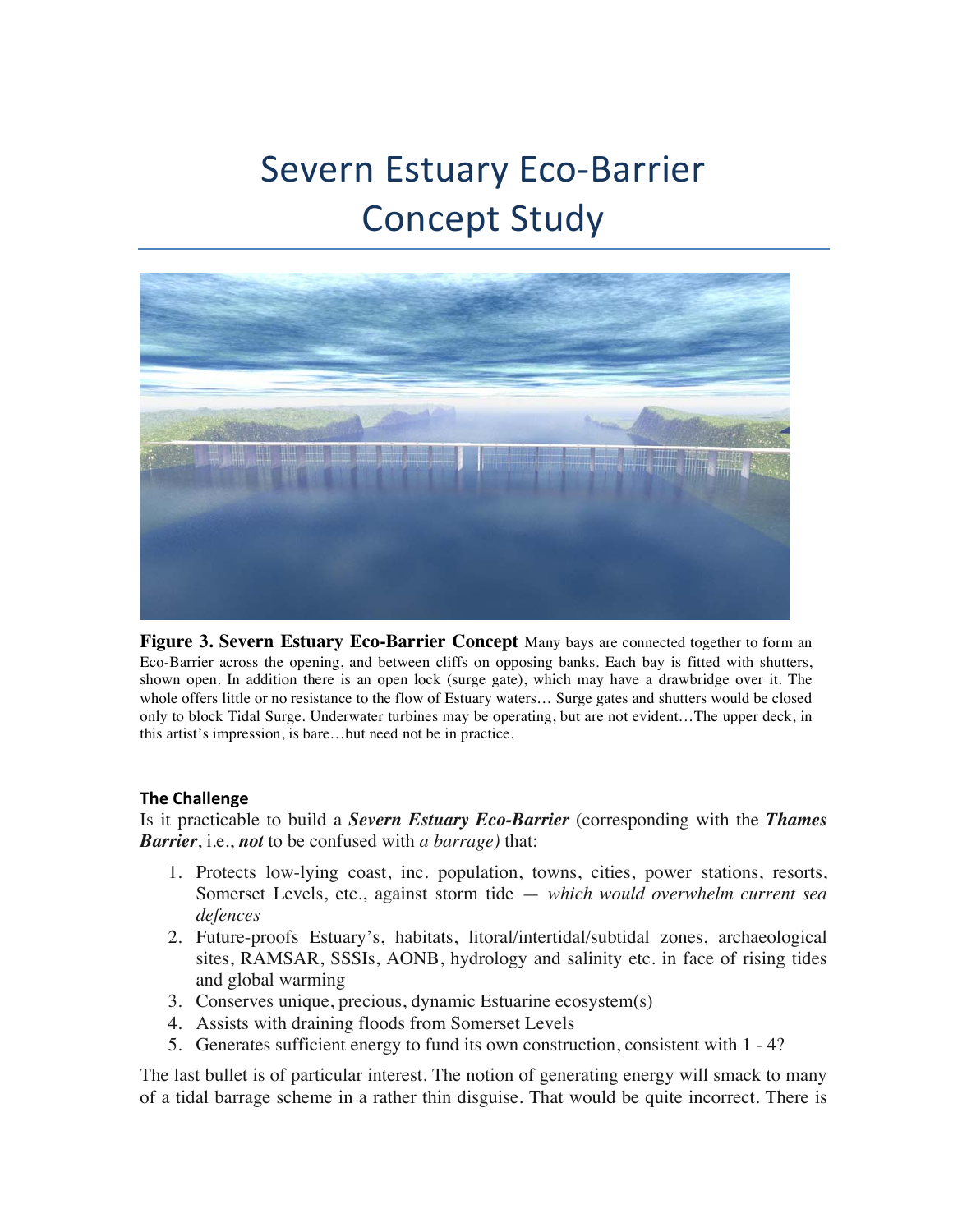# Severn Estuary Eco-Barrier Concept Study

**Figure 3. Severn Estuary Eco-Barrier Concept** Many bays are connected together to form an Eco-Barrier across the opening, and between cliffs on opposing banks. Each bay is fitted with shutters, shown open. In addition there is an open lock (surge gate), which may have a drawbridge over it. The whole offers little or no resistance to the flow of Estuary waters… Surge gates and shutters would be closed only to block Tidal Surge. Underwater turbines may be operating, but are not evident…The upper deck, in this artist's impression, is bare…but need not be in practice.

### The Challenge

Is it practicable to build a ***Severn Estuary Eco-Barrier*** (corresponding with the ***Thames Barrier***, i.e., ***not*** to be confused with *a barrage)* that:

1. Protects low-lying coast, inc. population, towns, cities, power stations, resorts, Somerset Levels, etc., against storm tide — *which would overwhelm current sea defences*
2. Future-proofs Estuary's, habitats, litoral/intertidal/subtidal zones, archaeological sites, RAMSAR, SSSIs, AONB, hydrology and salinity etc. in face of rising tides and global warming
3. Conserves unique, precious, dynamic Estuarine ecosystem(s)
4. Assists with draining floods from Somerset Levels
5. Generates sufficient energy to fund its own construction, consistent with 1 - 4?

The last bullet is of particular interest. The notion of generating energy will smack to many of a tidal barrage scheme in a rather thin disguise. That would be quite incorrect. There is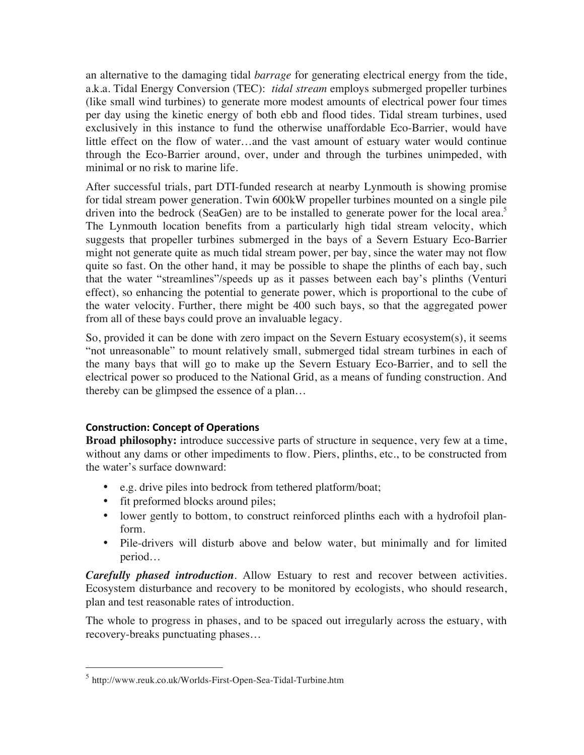an alternative to the damaging tidal *barrage* for generating electrical energy from the tide, a.k.a. Tidal Energy Conversion (TEC): *tidal stream* employs submerged propeller turbines (like small wind turbines) to generate more modest amounts of electrical power four times per day using the kinetic energy of both ebb and flood tides. Tidal stream turbines, used exclusively in this instance to fund the otherwise unaffordable Eco-Barrier, would have little effect on the flow of water…and the vast amount of estuary water would continue through the Eco-Barrier around, over, under and through the turbines unimpeded, with minimal or no risk to marine life.

After successful trials, part DTI-funded research at nearby Lynmouth is showing promise for tidal stream power generation. Twin 600kW propeller turbines mounted on a single pile driven into the bedrock (SeaGen) are to be installed to generate power for the local area.[5] The Lynmouth location benefits from a particularly high tidal stream velocity, which suggests that propeller turbines submerged in the bays of a Severn Estuary Eco-Barrier might not generate quite as much tidal stream power, per bay, since the water may not flow quite so fast. On the other hand, it may be possible to shape the plinths of each bay, such that the water "streamlines"/speeds up as it passes between each bay's plinths (Venturi effect), so enhancing the potential to generate power, which is proportional to the cube of the water velocity. Further, there might be 400 such bays, so that the aggregated power from all of these bays could prove an invaluable legacy.

So, provided it can be done with zero impact on the Severn Estuary ecosystem(s), it seems "not unreasonable" to mount relatively small, submerged tidal stream turbines in each of the many bays that will go to make up the Severn Estuary Eco-Barrier, and to sell the electrical power so produced to the National Grid, as a means of funding construction. And thereby can be glimpsed the essence of a plan…

### Construction: Concept of Operations

**Broad philosophy:** introduce successive parts of structure in sequence, very few at a time, without any dams or other impediments to flow. Piers, plinths, etc., to be constructed from the water's surface downward:

- e.g. drive piles into bedrock from tethered platform/boat;
- fit preformed blocks around piles;
- lower gently to bottom, to construct reinforced plinths each with a hydrofoil plan-form.
- Pile-drivers will disturb above and below water, but minimally and for limited period…

***Carefully phased introduction***. Allow Estuary to rest and recover between activities. Ecosystem disturbance and recovery to be monitored by ecologists, who should research, plan and test reasonable rates of introduction.

The whole to progress in phases, and to be spaced out irregularly across the estuary, with recovery-breaks punctuating phases…

---

[5] http://www.reuk.co.uk/Worlds-First-Open-Sea-Tidal-Turbine.htm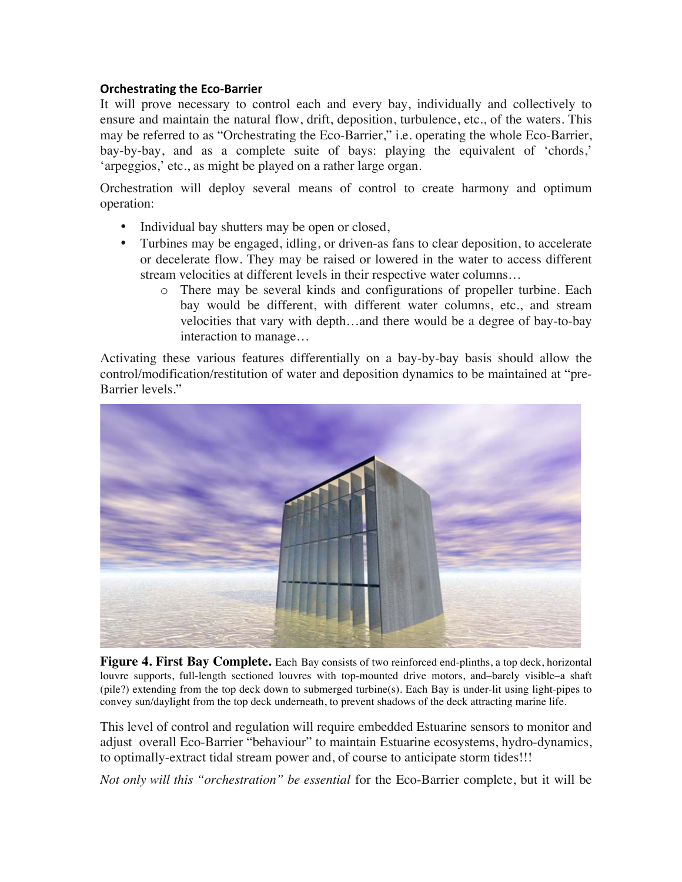**Orchestrating the Eco-Barrier**

It will prove necessary to control each and every bay, individually and collectively to ensure and maintain the natural flow, drift, deposition, turbulence, etc., of the waters. This may be referred to as "Orchestrating the Eco-Barrier," i.e. operating the whole Eco-Barrier, bay-by-bay, and as a complete suite of bays: playing the equivalent of 'chords,' 'arpeggios,' etc., as might be played on a rather large organ.

Orchestration will deploy several means of control to create harmony and optimum operation:

- Individual bay shutters may be open or closed,
- Turbines may be engaged, idling, or driven-as fans to clear deposition, to accelerate or decelerate flow. They may be raised or lowered in the water to access different stream velocities at different levels in their respective water columns…
    - There may be several kinds and configurations of propeller turbine. Each bay would be different, with different water columns, etc., and stream velocities that vary with depth…and there would be a degree of bay-to-bay interaction to manage…

Activating these various features differentially on a bay-by-bay basis should allow the control/modification/restitution of water and deposition dynamics to be maintained at "pre-Barrier levels."

**Figure 4. First Bay Complete.** Each Bay consists of two reinforced end-plinths, a top deck, horizontal louvre supports, full-length sectioned louvres with top-mounted drive motors, and–barely visible–a shaft (pile?) extending from the top deck down to submerged turbine(s). Each Bay is under-lit using light-pipes to convey sun/daylight from the top deck underneath, to prevent shadows of the deck attracting marine life.

This level of control and regulation will require embedded Estuarine sensors to monitor and adjust overall Eco-Barrier "behaviour" to maintain Estuarine ecosystems, hydro-dynamics, to optimally-extract tidal stream power and, of course to anticipate storm tides!!!

*Not only will this "orchestration" be essential* for the Eco-Barrier complete, but it will be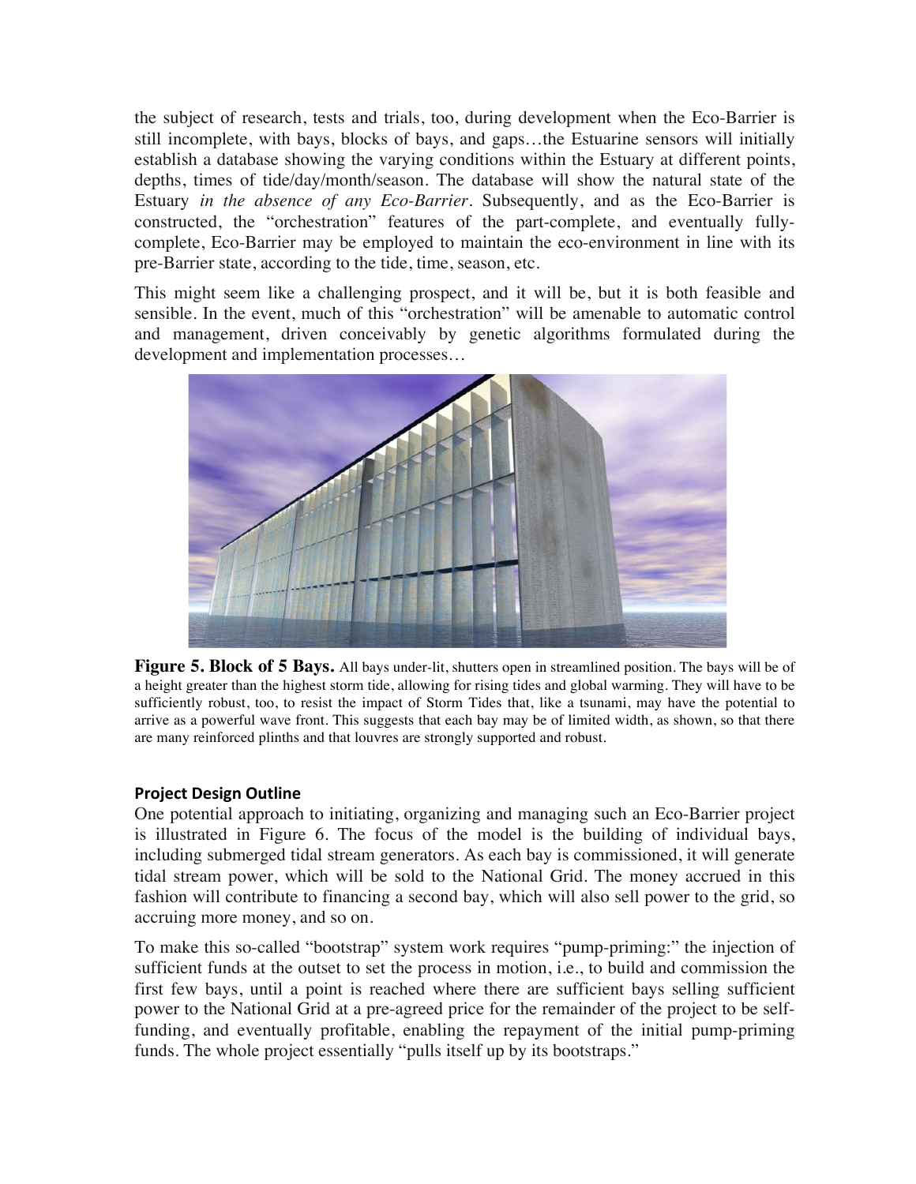the subject of research, tests and trials, too, during development when the Eco-Barrier is still incomplete, with bays, blocks of bays, and gaps…the Estuarine sensors will initially establish a database showing the varying conditions within the Estuary at different points, depths, times of tide/day/month/season. The database will show the natural state of the Estuary *in the absence of any Eco-Barrier*. Subsequently, and as the Eco-Barrier is constructed, the "orchestration" features of the part-complete, and eventually fully-complete, Eco-Barrier may be employed to maintain the eco-environment in line with its pre-Barrier state, according to the tide, time, season, etc.

This might seem like a challenging prospect, and it will be, but it is both feasible and sensible. In the event, much of this "orchestration" will be amenable to automatic control and management, driven conceivably by genetic algorithms formulated during the development and implementation processes…

**Figure 5. Block of 5 Bays.** All bays under-lit, shutters open in streamlined position. The bays will be of a height greater than the highest storm tide, allowing for rising tides and global warming. They will have to be sufficiently robust, too, to resist the impact of Storm Tides that, like a tsunami, may have the potential to arrive as a powerful wave front. This suggests that each bay may be of limited width, as shown, so that there are many reinforced plinths and that louvres are strongly supported and robust.

### Project Design Outline

One potential approach to initiating, organizing and managing such an Eco-Barrier project is illustrated in Figure 6. The focus of the model is the building of individual bays, including submerged tidal stream generators. As each bay is commissioned, it will generate tidal stream power, which will be sold to the National Grid. The money accrued in this fashion will contribute to financing a second bay, which will also sell power to the grid, so accruing more money, and so on.

To make this so-called "bootstrap" system work requires "pump-priming:" the injection of sufficient funds at the outset to set the process in motion, i.e., to build and commission the first few bays, until a point is reached where there are sufficient bays selling sufficient power to the National Grid at a pre-agreed price for the remainder of the project to be self-funding, and eventually profitable, enabling the repayment of the initial pump-priming funds. The whole project essentially "pulls itself up by its bootstraps."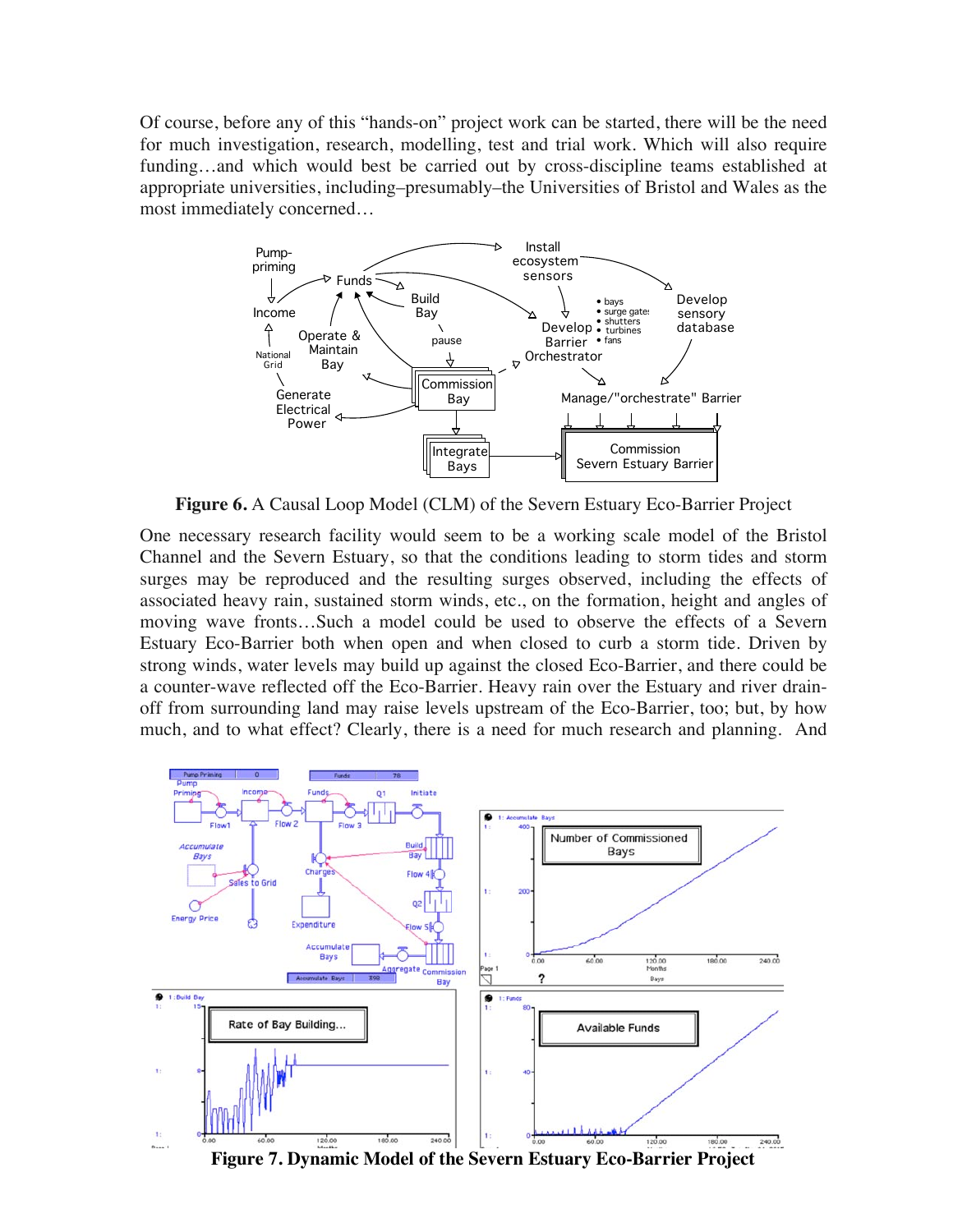Of course, before any of this "hands-on" project work can be started, there will be the need for much investigation, research, modelling, test and trial work. Which will also require funding…and which would best be carried out by cross-discipline teams established at appropriate universities, including–presumably–the Universities of Bristol and Wales as the most immediately concerned…

**Figure 6.** A Causal Loop Model (CLM) of the Severn Estuary Eco-Barrier Project

One necessary research facility would seem to be a working scale model of the Bristol Channel and the Severn Estuary, so that the conditions leading to storm tides and storm surges may be reproduced and the resulting surges observed, including the effects of associated heavy rain, sustained storm winds, etc., on the formation, height and angles of moving wave fronts…Such a model could be used to observe the effects of a Severn Estuary Eco-Barrier both when open and when closed to curb a storm tide. Driven by strong winds, water levels may build up against the closed Eco-Barrier, and there could be a counter-wave reflected off the Eco-Barrier. Heavy rain over the Estuary and river drain-off from surrounding land may raise levels upstream of the Eco-Barrier, too; but, by how much, and to what effect? Clearly, there is a need for much research and planning. And

**Figure 7. Dynamic Model of the Severn Estuary Eco-Barrier Project**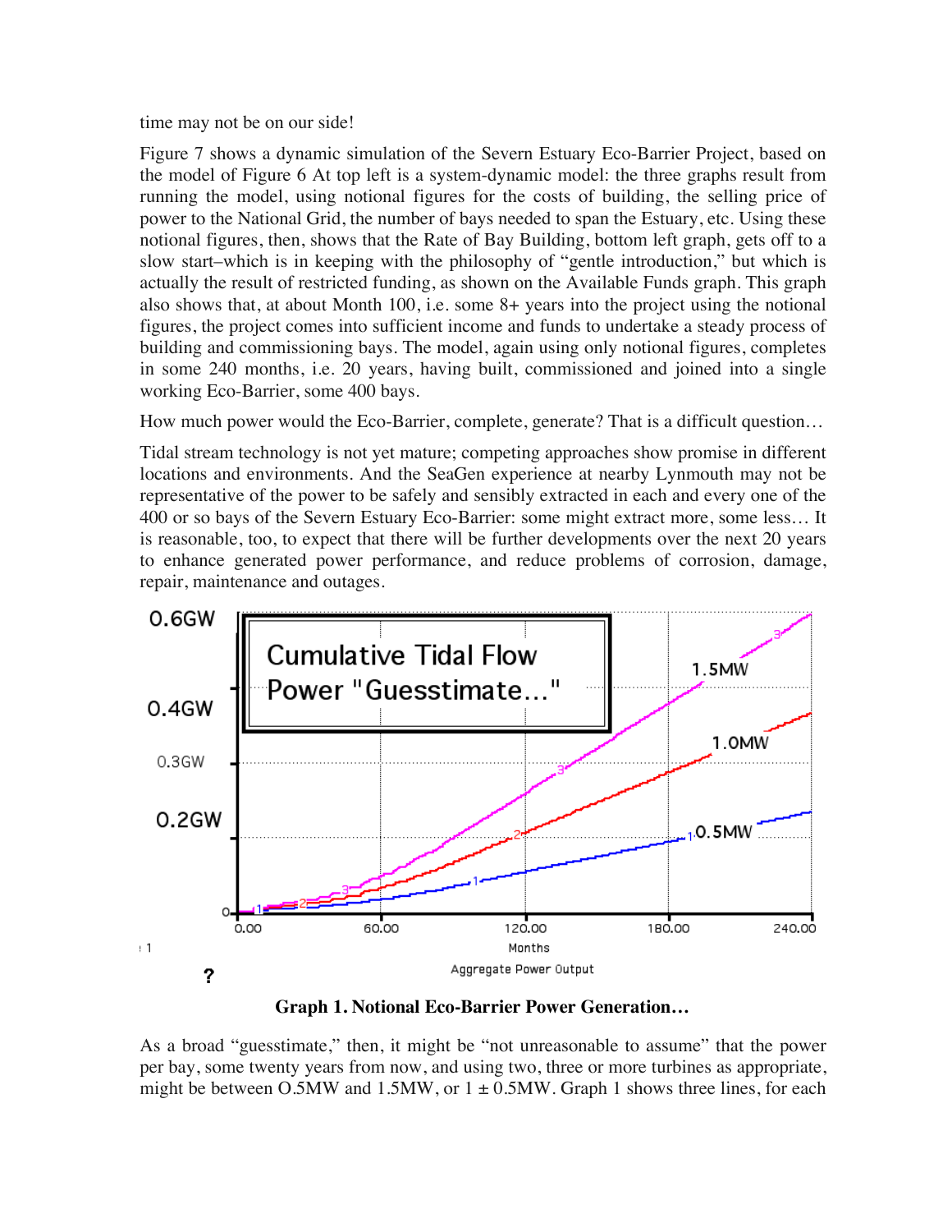time may not be on our side!

Figure 7 shows a dynamic simulation of the Severn Estuary Eco-Barrier Project, based on the model of Figure 6 At top left is a system-dynamic model: the three graphs result from running the model, using notional figures for the costs of building, the selling price of power to the National Grid, the number of bays needed to span the Estuary, etc. Using these notional figures, then, shows that the Rate of Bay Building, bottom left graph, gets off to a slow start–which is in keeping with the philosophy of "gentle introduction," but which is actually the result of restricted funding, as shown on the Available Funds graph. This graph also shows that, at about Month 100, i.e. some 8+ years into the project using the notional figures, the project comes into sufficient income and funds to undertake a steady process of building and commissioning bays. The model, again using only notional figures, completes in some 240 months, i.e. 20 years, having built, commissioned and joined into a single working Eco-Barrier, some 400 bays.

How much power would the Eco-Barrier, complete, generate? That is a difficult question…

Tidal stream technology is not yet mature; competing approaches show promise in different locations and environments. And the SeaGen experience at nearby Lynmouth may not be representative of the power to be safely and sensibly extracted in each and every one of the 400 or so bays of the Severn Estuary Eco-Barrier: some might extract more, some less… It is reasonable, too, to expect that there will be further developments over the next 20 years to enhance generated power performance, and reduce problems of corrosion, damage, repair, maintenance and outages.

**Graph 1. Notional Eco-Barrier Power Generation…**

As a broad "guesstimate," then, it might be "not unreasonable to assume" that the power per bay, some twenty years from now, and using two, three or more turbines as appropriate, might be between O.5MW and 1.5MW, or 1 ± 0.5MW. Graph 1 shows three lines, for each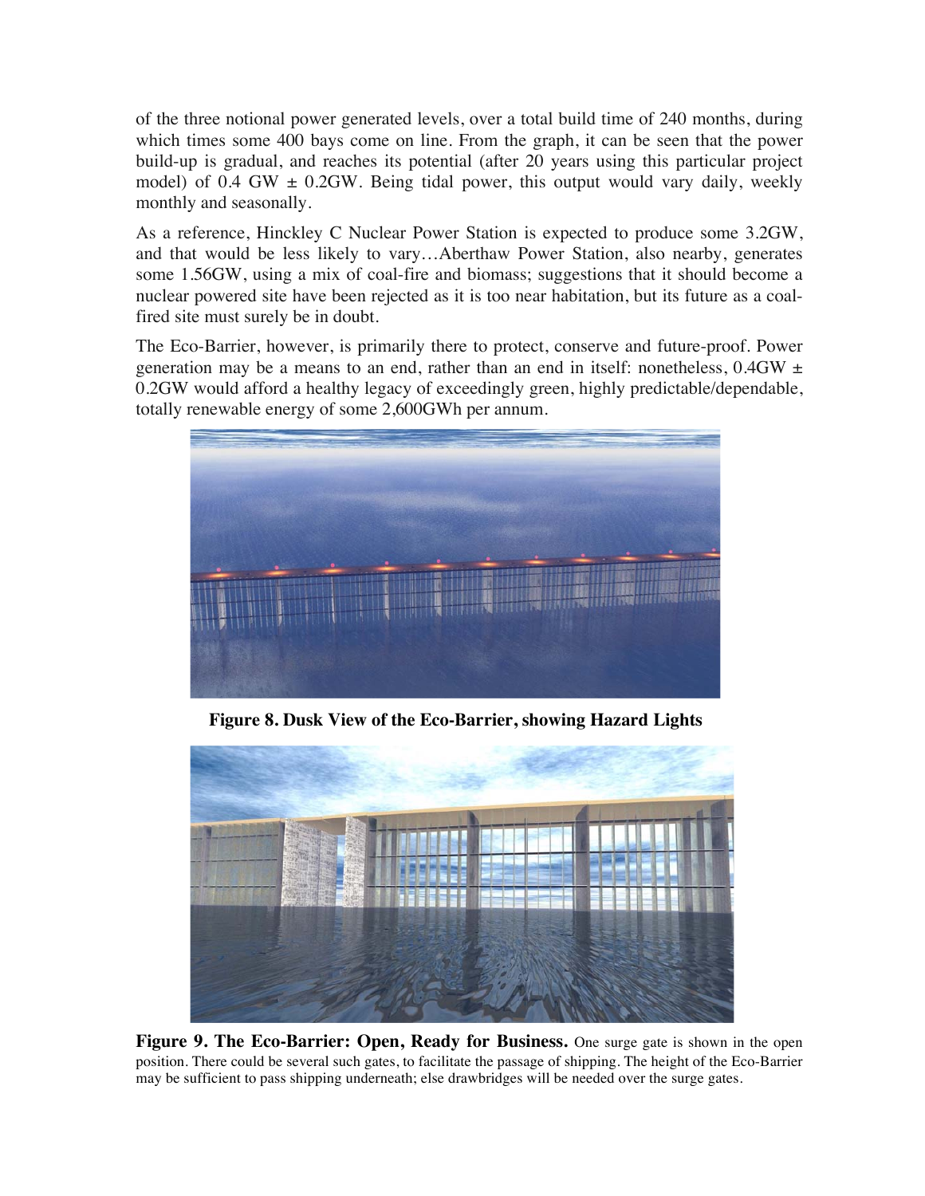of the three notional power generated levels, over a total build time of 240 months, during which times some 400 bays come on line. From the graph, it can be seen that the power build-up is gradual, and reaches its potential (after 20 years using this particular project model) of 0.4 GW ± 0.2GW. Being tidal power, this output would vary daily, weekly monthly and seasonally.

As a reference, Hinckley C Nuclear Power Station is expected to produce some 3.2GW, and that would be less likely to vary…Aberthaw Power Station, also nearby, generates some 1.56GW, using a mix of coal-fire and biomass; suggestions that it should become a nuclear powered site have been rejected as it is too near habitation, but its future as a coal-fired site must surely be in doubt.

The Eco-Barrier, however, is primarily there to protect, conserve and future-proof. Power generation may be a means to an end, rather than an end in itself: nonetheless, 0.4GW ± 0.2GW would afford a healthy legacy of exceedingly green, highly predictable/dependable, totally renewable energy of some 2,600GWh per annum.

**Figure 8. Dusk View of the Eco-Barrier, showing Hazard Lights**

**Figure 9. The Eco-Barrier: Open, Ready for Business.** One surge gate is shown in the open position. There could be several such gates, to facilitate the passage of shipping. The height of the Eco-Barrier may be sufficient to pass shipping underneath; else drawbridges will be needed over the surge gates.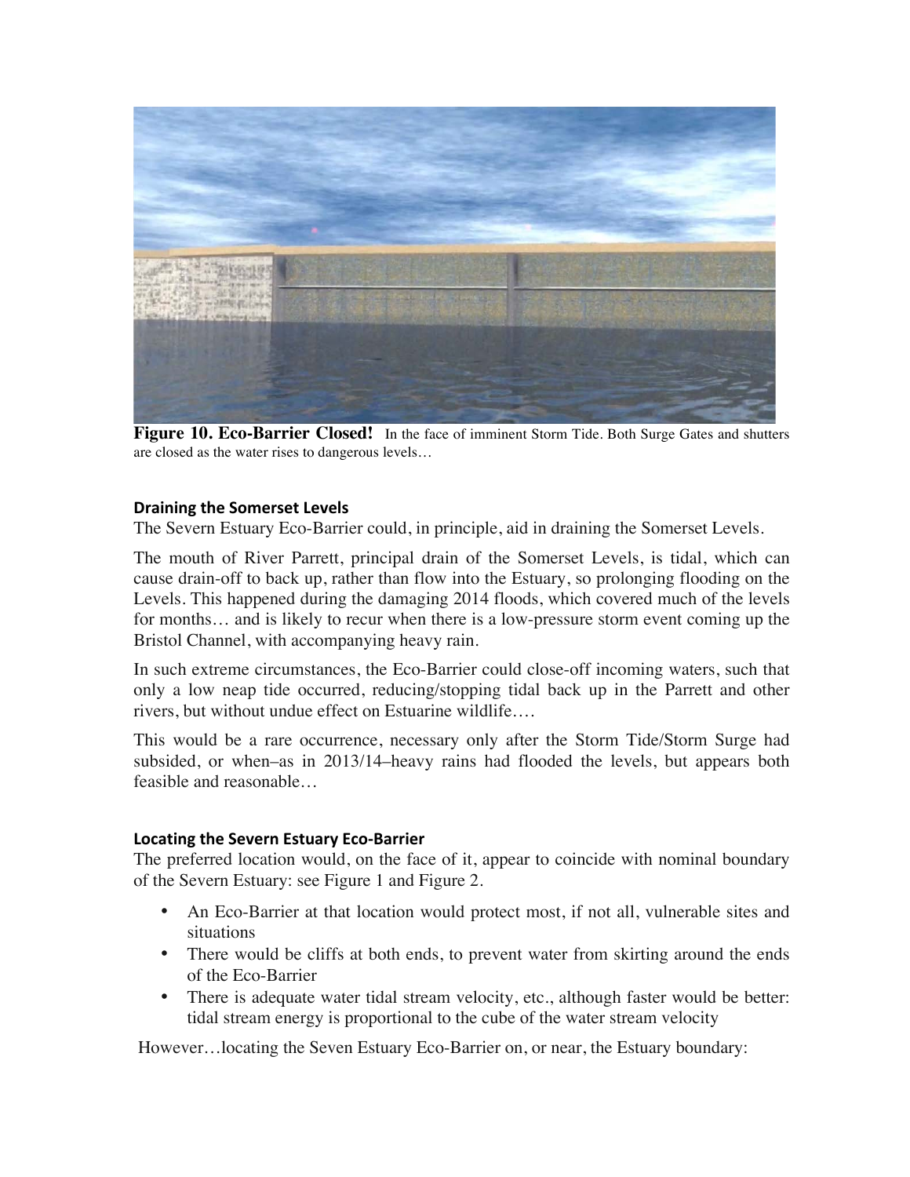**Figure 10. Eco-Barrier Closed!** In the face of imminent Storm Tide. Both Surge Gates and shutters are closed as the water rises to dangerous levels…

### Draining the Somerset Levels

The Severn Estuary Eco-Barrier could, in principle, aid in draining the Somerset Levels.

The mouth of River Parrett, principal drain of the Somerset Levels, is tidal, which can cause drain-off to back up, rather than flow into the Estuary, so prolonging flooding on the Levels. This happened during the damaging 2014 floods, which covered much of the levels for months… and is likely to recur when there is a low-pressure storm event coming up the Bristol Channel, with accompanying heavy rain.

In such extreme circumstances, the Eco-Barrier could close-off incoming waters, such that only a low neap tide occurred, reducing/stopping tidal back up in the Parrett and other rivers, but without undue effect on Estuarine wildlife….

This would be a rare occurrence, necessary only after the Storm Tide/Storm Surge had subsided, or when–as in 2013/14–heavy rains had flooded the levels, but appears both feasible and reasonable…

### Locating the Severn Estuary Eco-Barrier

The preferred location would, on the face of it, appear to coincide with nominal boundary of the Severn Estuary: see Figure 1 and Figure 2.

- An Eco-Barrier at that location would protect most, if not all, vulnerable sites and situations
- There would be cliffs at both ends, to prevent water from skirting around the ends of the Eco-Barrier
- There is adequate water tidal stream velocity, etc., although faster would be better: tidal stream energy is proportional to the cube of the water stream velocity

However…locating the Seven Estuary Eco-Barrier on, or near, the Estuary boundary: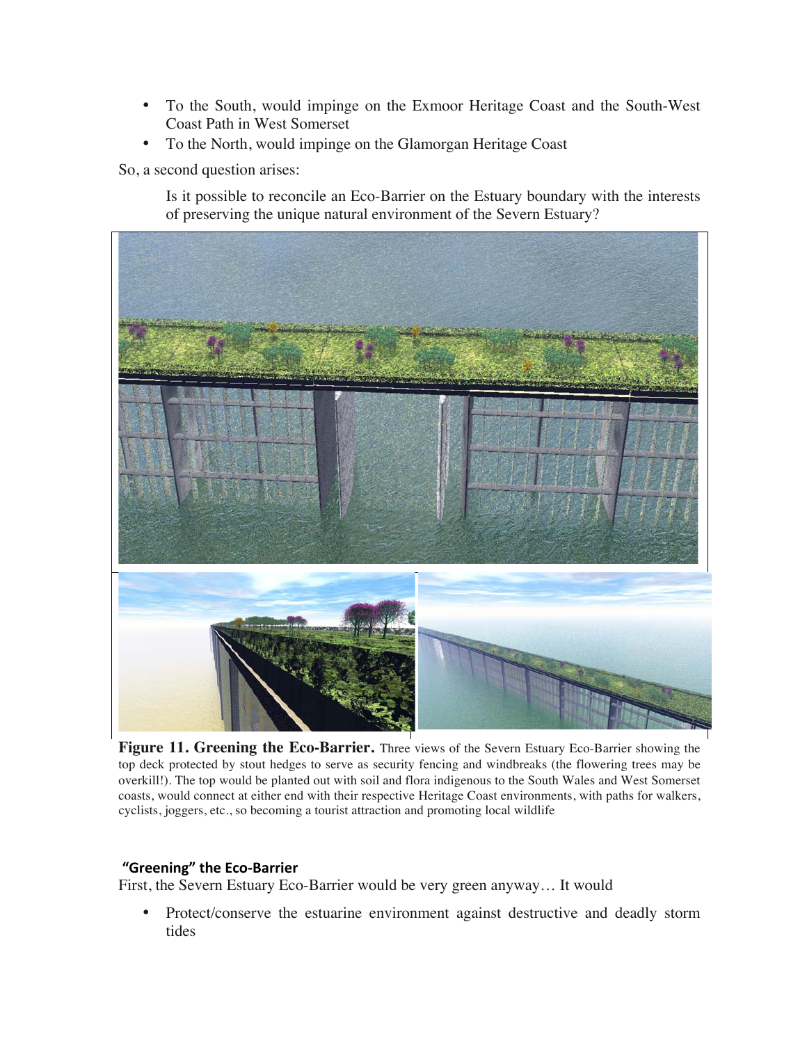- To the South, would impinge on the Exmoor Heritage Coast and the South-West Coast Path in West Somerset
- To the North, would impinge on the Glamorgan Heritage Coast

So, a second question arises:

> Is it possible to reconcile an Eco-Barrier on the Estuary boundary with the interests of preserving the unique natural environment of the Severn Estuary?

**Figure 11. Greening the Eco-Barrier.** Three views of the Severn Estuary Eco-Barrier showing the top deck protected by stout hedges to serve as security fencing and windbreaks (the flowering trees may be overkill!). The top would be planted out with soil and flora indigenous to the South Wales and West Somerset coasts, would connect at either end with their respective Heritage Coast environments, with paths for walkers, cyclists, joggers, etc., so becoming a tourist attraction and promoting local wildlife

### "Greening" the Eco-Barrier

First, the Severn Estuary Eco-Barrier would be very green anyway… It would

- Protect/conserve the estuarine environment against destructive and deadly storm tides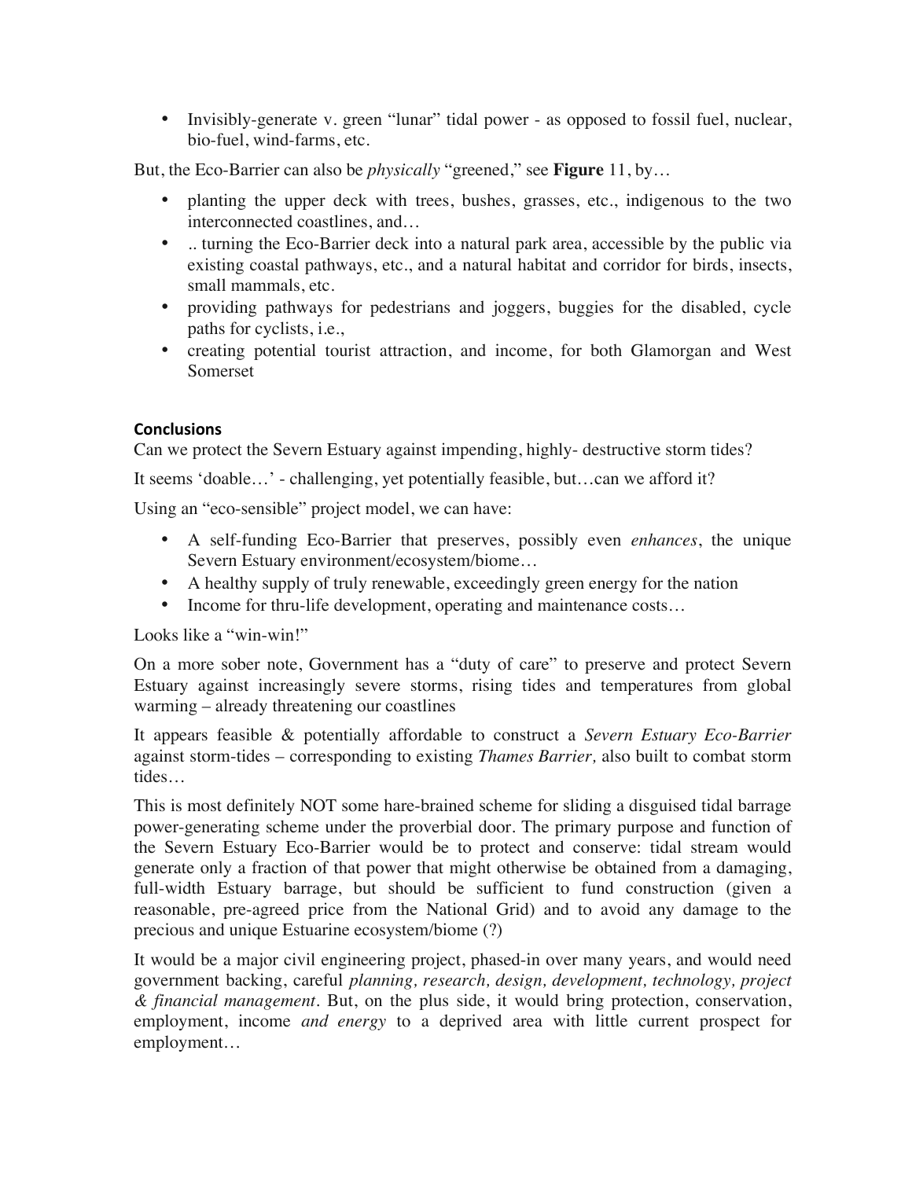- Invisibly-generate v. green "lunar" tidal power - as opposed to fossil fuel, nuclear, bio-fuel, wind-farms, etc.

But, the Eco-Barrier can also be *physically* "greened," see **Figure** 11, by…

- planting the upper deck with trees, bushes, grasses, etc., indigenous to the two interconnected coastlines, and…
- .. turning the Eco-Barrier deck into a natural park area, accessible by the public via existing coastal pathways, etc., and a natural habitat and corridor for birds, insects, small mammals, etc.
- providing pathways for pedestrians and joggers, buggies for the disabled, cycle paths for cyclists, i.e.,
- creating potential tourist attraction, and income, for both Glamorgan and West Somerset

### Conclusions

Can we protect the Severn Estuary against impending, highly- destructive storm tides?

It seems 'doable…' - challenging, yet potentially feasible, but…can we afford it?

Using an "eco-sensible" project model, we can have:

- A self-funding Eco-Barrier that preserves, possibly even *enhances*, the unique Severn Estuary environment/ecosystem/biome…
- A healthy supply of truly renewable, exceedingly green energy for the nation
- Income for thru-life development, operating and maintenance costs…

Looks like a "win-win!"

On a more sober note, Government has a "duty of care" to preserve and protect Severn Estuary against increasingly severe storms, rising tides and temperatures from global warming – already threatening our coastlines

It appears feasible & potentially affordable to construct a *Severn Estuary Eco-Barrier* against storm-tides – corresponding to existing *Thames Barrier,* also built to combat storm tides…

This is most definitely NOT some hare-brained scheme for sliding a disguised tidal barrage power-generating scheme under the proverbial door. The primary purpose and function of the Severn Estuary Eco-Barrier would be to protect and conserve: tidal stream would generate only a fraction of that power that might otherwise be obtained from a damaging, full-width Estuary barrage, but should be sufficient to fund construction (given a reasonable, pre-agreed price from the National Grid) and to avoid any damage to the precious and unique Estuarine ecosystem/biome (?)

It would be a major civil engineering project, phased-in over many years, and would need government backing, careful *planning, research, design, development, technology, project & financial management*. But, on the plus side, it would bring protection, conservation, employment, income *and energy* to a deprived area with little current prospect for employment…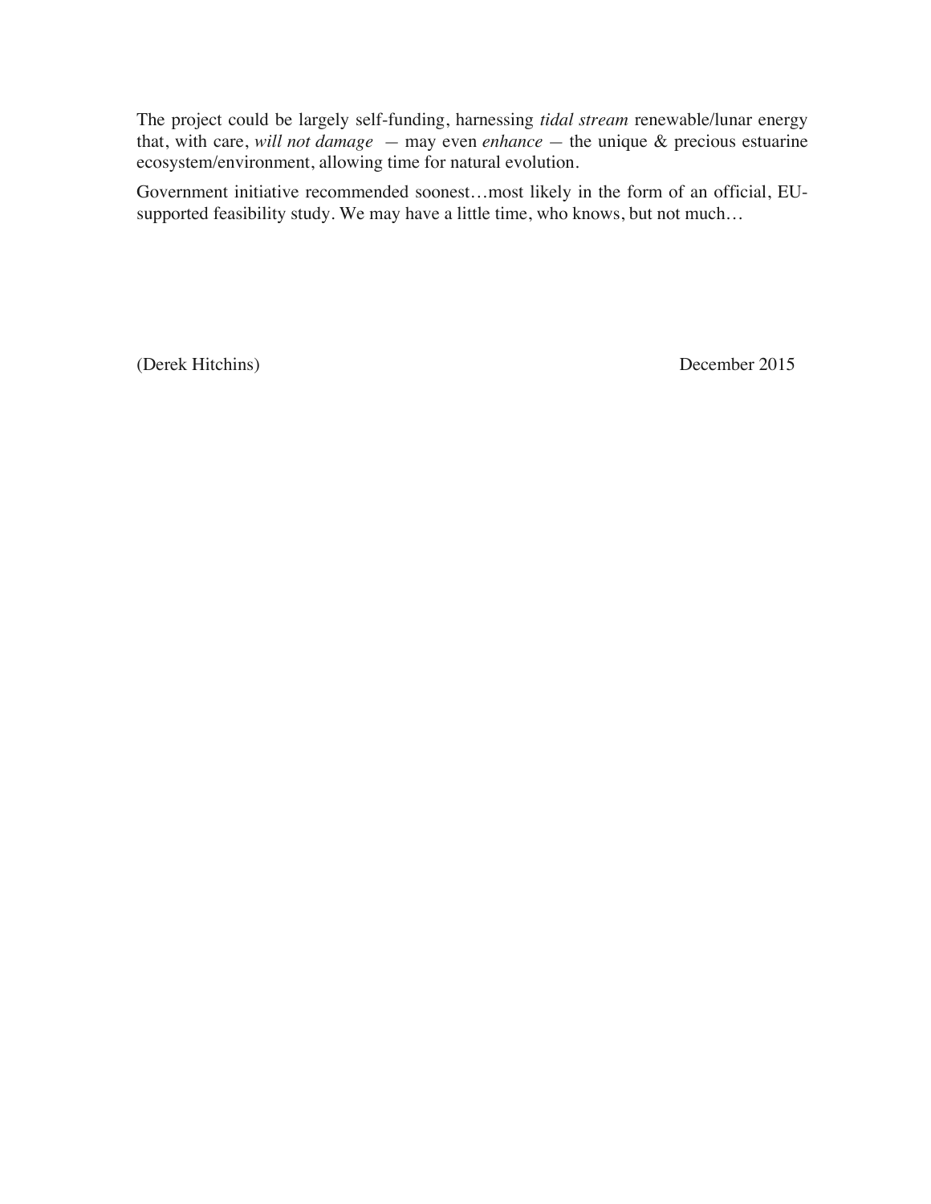The project could be largely self-funding, harnessing *tidal stream* renewable/lunar energy that, with care, *will not damage* — may even *enhance* — the unique & precious estuarine ecosystem/environment, allowing time for natural evolution.

Government initiative recommended soonest…most likely in the form of an official, EU-supported feasibility study. We may have a little time, who knows, but not much…

(Derek Hitchins) December 2015